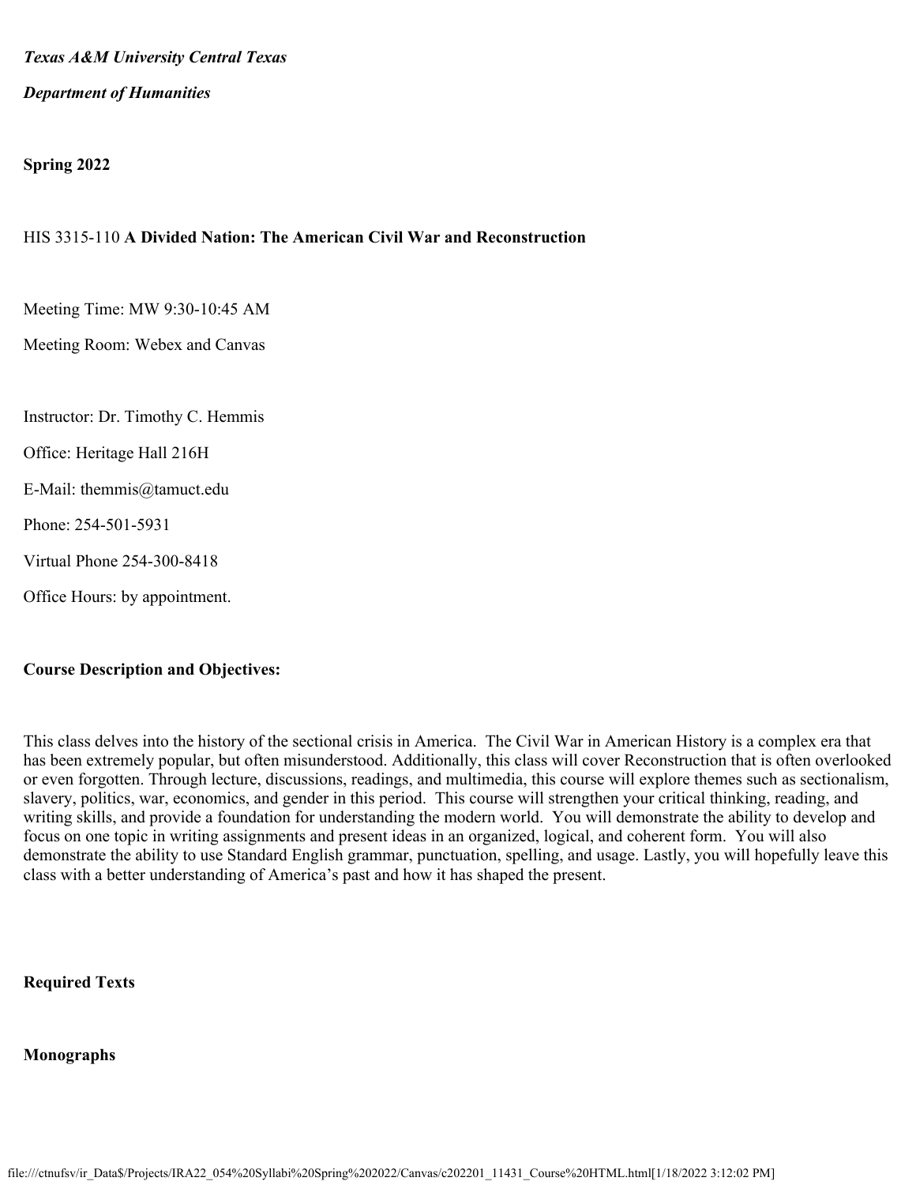***Texas A&M University Central Texas***

***Department of Humanities***

**Spring 2022**

HIS 3315-110 **A Divided Nation: The American Civil War and Reconstruction**

Meeting Time: MW 9:30-10:45 AM

Meeting Room: Webex and Canvas

Instructor: Dr. Timothy C. Hemmis

Office: Heritage Hall 216H

E-Mail: themmis@tamuct.edu

Phone: 254-501-5931

Virtual Phone 254-300-8418

Office Hours: by appointment.

**Course Description and Objectives:**

This class delves into the history of the sectional crisis in America. The Civil War in American History is a complex era that has been extremely popular, but often misunderstood. Additionally, this class will cover Reconstruction that is often overlooked or even forgotten. Through lecture, discussions, readings, and multimedia, this course will explore themes such as sectionalism, slavery, politics, war, economics, and gender in this period. This course will strengthen your critical thinking, reading, and writing skills, and provide a foundation for understanding the modern world. You will demonstrate the ability to develop and focus on one topic in writing assignments and present ideas in an organized, logical, and coherent form. You will also demonstrate the ability to use Standard English grammar, punctuation, spelling, and usage. Lastly, you will hopefully leave this class with a better understanding of America's past and how it has shaped the present.

**Required Texts**

**Monographs**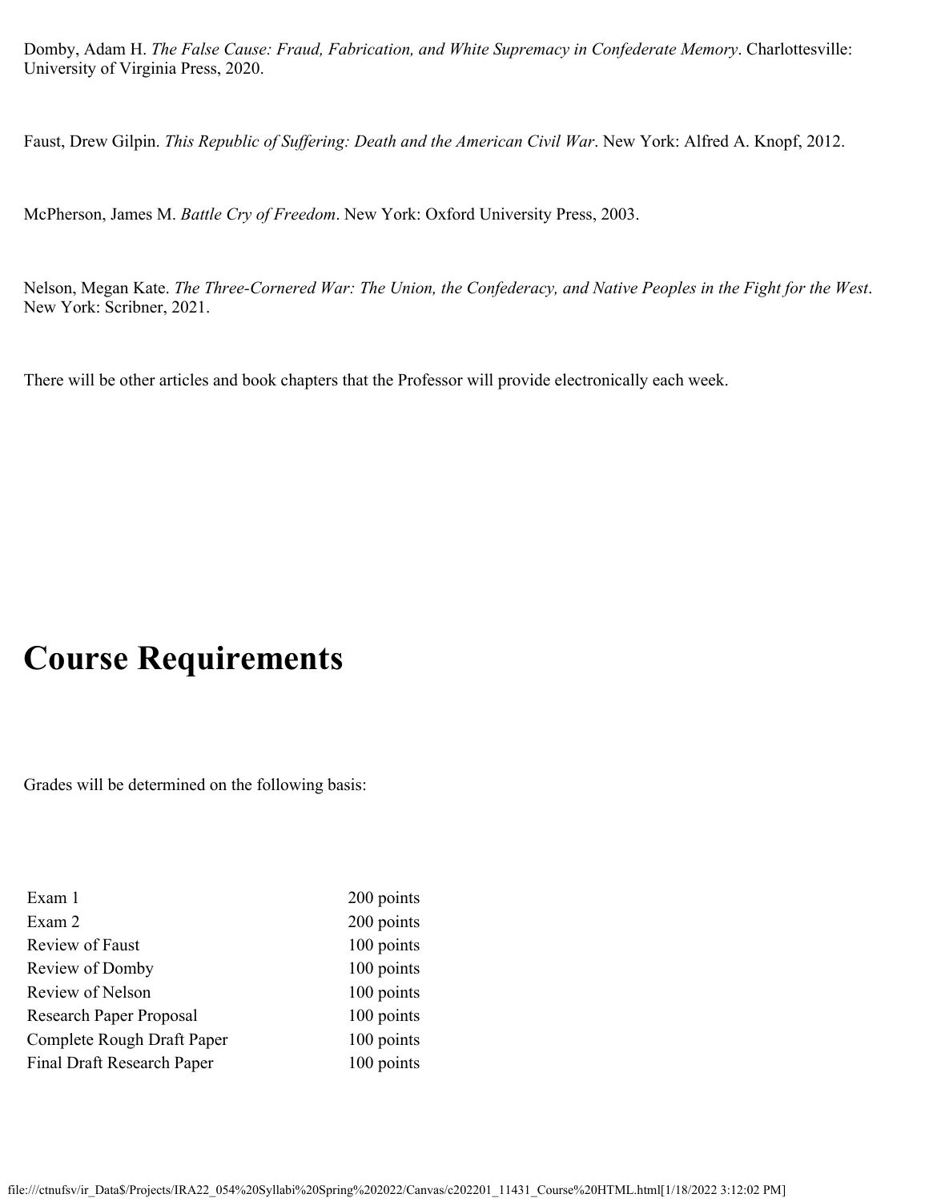Domby, Adam H. *The False Cause: Fraud, Fabrication, and White Supremacy in Confederate Memory*. Charlottesville: University of Virginia Press, 2020.

Faust, Drew Gilpin. *This Republic of Suffering: Death and the American Civil War*. New York: Alfred A. Knopf, 2012.

McPherson, James M. *Battle Cry of Freedom*. New York: Oxford University Press, 2003.

Nelson, Megan Kate. *The Three-Cornered War: The Union, the Confederacy, and Native Peoples in the Fight for the West*. New York: Scribner, 2021.

There will be other articles and book chapters that the Professor will provide electronically each week.

# Course Requirements

Grades will be determined on the following basis:

| | |
|---|---|
| Exam 1 | 200 points |
| Exam 2 | 200 points |
| Review of Faust | 100 points |
| Review of Domby | 100 points |
| Review of Nelson | 100 points |
| Research Paper Proposal | 100 points |
| Complete Rough Draft Paper | 100 points |
| Final Draft Research Paper | 100 points |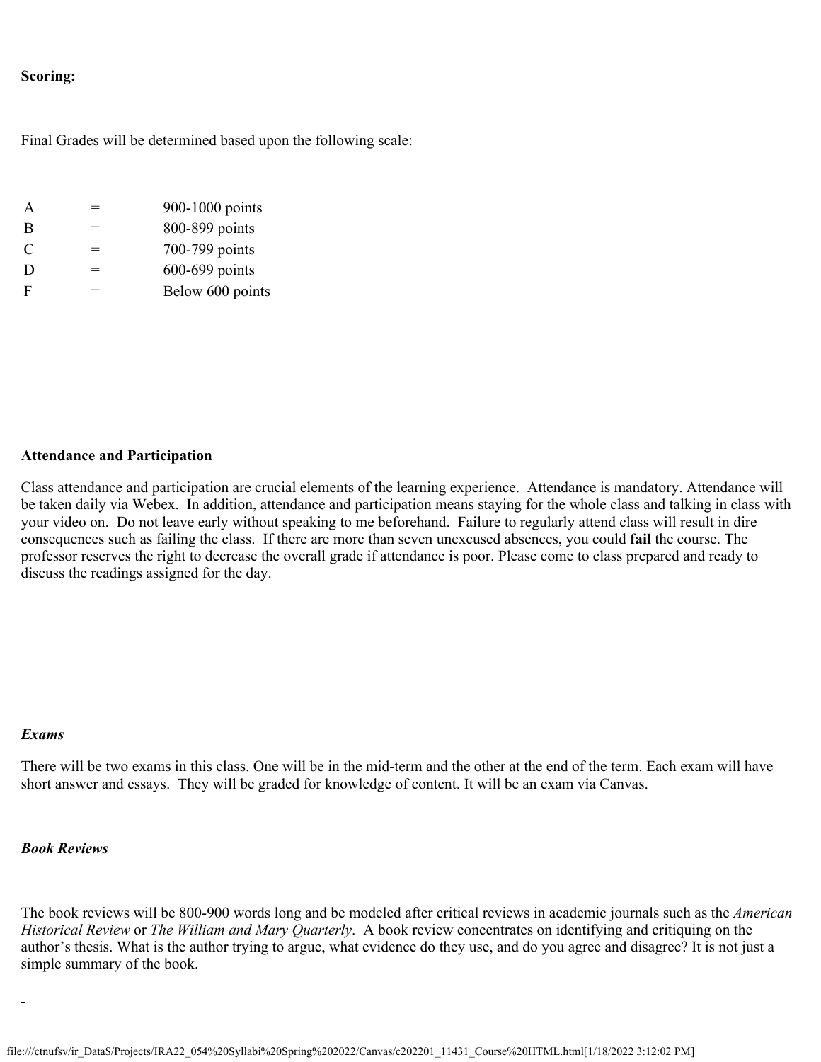**Scoring:**

Final Grades will be determined based upon the following scale:

| | | |
|---|---|---|
| A | = | 900-1000 points |
| B | = | 800-899 points |
| C | = | 700-799 points |
| D | = | 600-699 points |
| F | = | Below 600 points |

**Attendance and Participation**

Class attendance and participation are crucial elements of the learning experience. Attendance is mandatory. Attendance will be taken daily via Webex. In addition, attendance and participation means staying for the whole class and talking in class with your video on. Do not leave early without speaking to me beforehand. Failure to regularly attend class will result in dire consequences such as failing the class. If there are more than seven unexcused absences, you could **fail** the course. The professor reserves the right to decrease the overall grade if attendance is poor. Please come to class prepared and ready to discuss the readings assigned for the day.

***Exams***

There will be two exams in this class. One will be in the mid-term and the other at the end of the term. Each exam will have short answer and essays. They will be graded for knowledge of content. It will be an exam via Canvas.

***Book Reviews***

The book reviews will be 800-900 words long and be modeled after critical reviews in academic journals such as the *American Historical Review* or *The William and Mary Quarterly*. A book review concentrates on identifying and critiquing on the author's thesis. What is the author trying to argue, what evidence do they use, and do you agree and disagree? It is not just a simple summary of the book.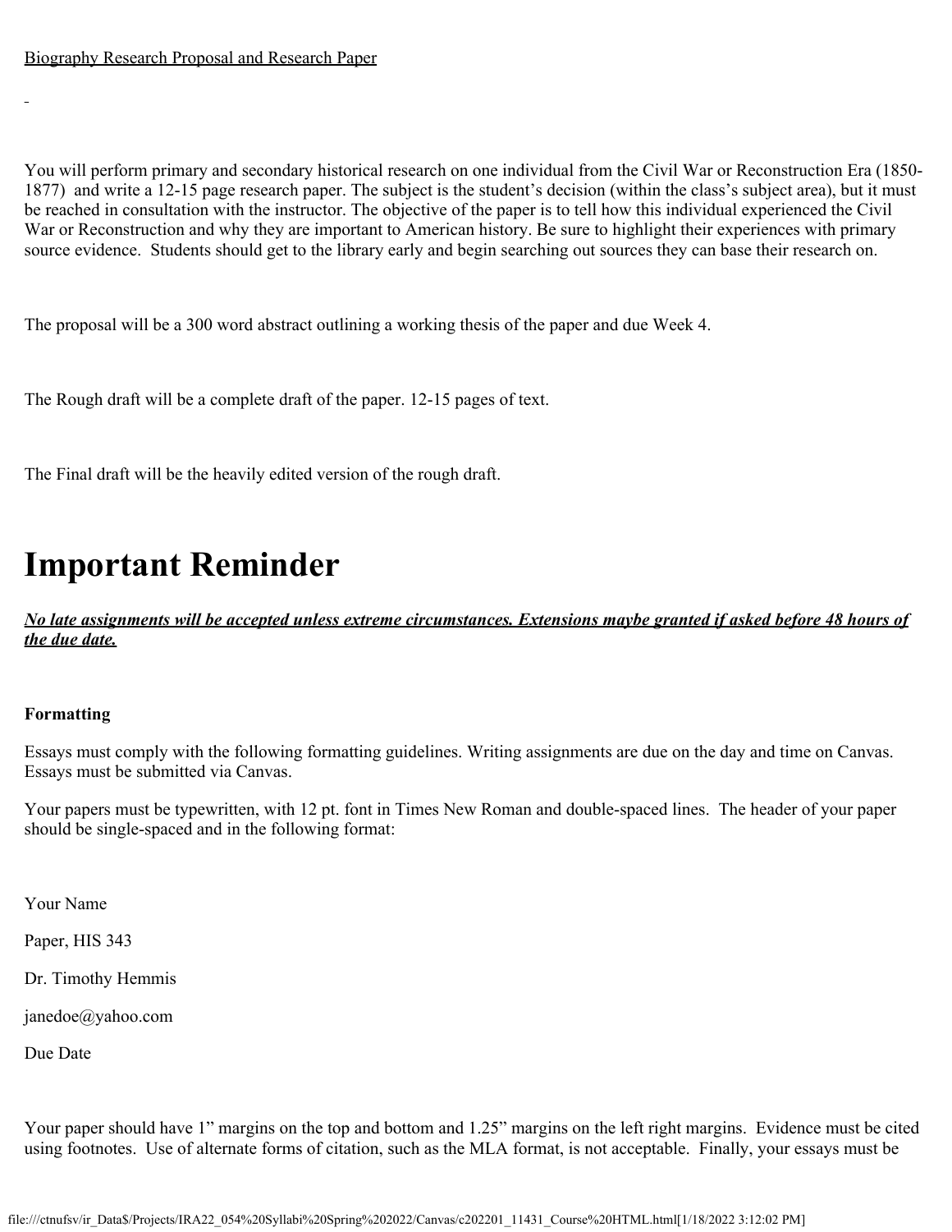Biography Research Proposal and Research Paper

You will perform primary and secondary historical research on one individual from the Civil War or Reconstruction Era (1850-1877) and write a 12-15 page research paper. The subject is the student's decision (within the class's subject area), but it must be reached in consultation with the instructor. The objective of the paper is to tell how this individual experienced the Civil War or Reconstruction and why they are important to American history. Be sure to highlight their experiences with primary source evidence. Students should get to the library early and begin searching out sources they can base their research on.

The proposal will be a 300 word abstract outlining a working thesis of the paper and due Week 4.

The Rough draft will be a complete draft of the paper. 12-15 pages of text.

The Final draft will be the heavily edited version of the rough draft.

# Important Reminder

***No late assignments will be accepted unless extreme circumstances. Extensions maybe granted if asked before 48 hours of the due date.***

**Formatting**

Essays must comply with the following formatting guidelines. Writing assignments are due on the day and time on Canvas. Essays must be submitted via Canvas.

Your papers must be typewritten, with 12 pt. font in Times New Roman and double-spaced lines. The header of your paper should be single-spaced and in the following format:

Your Name

Paper, HIS 343

Dr. Timothy Hemmis

janedoe@yahoo.com

Due Date

Your paper should have 1" margins on the top and bottom and 1.25" margins on the left right margins. Evidence must be cited using footnotes. Use of alternate forms of citation, such as the MLA format, is not acceptable. Finally, your essays must be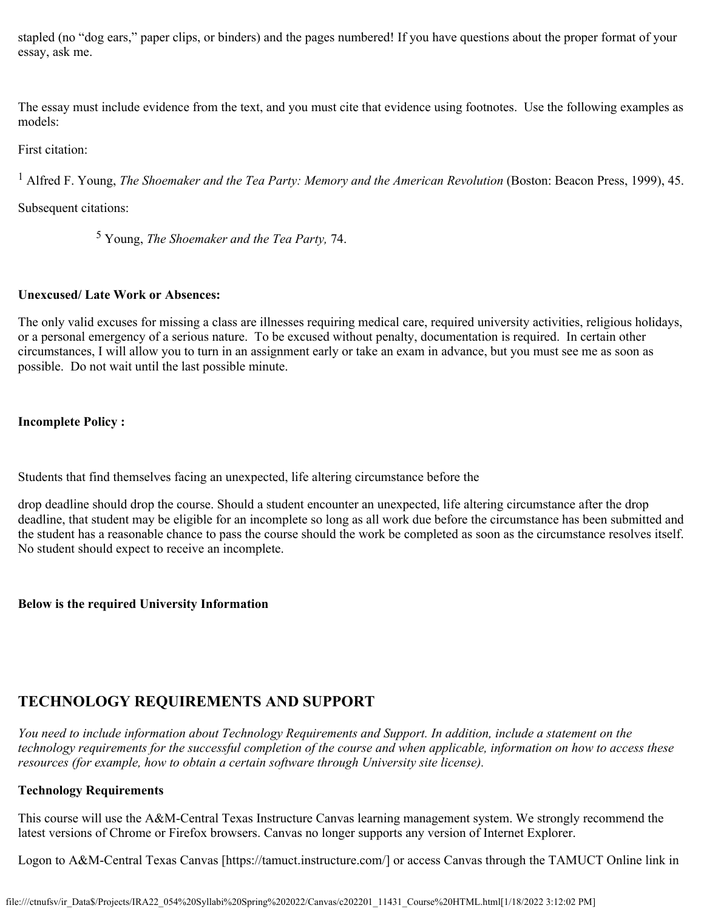stapled (no "dog ears," paper clips, or binders) and the pages numbered! If you have questions about the proper format of your essay, ask me.

The essay must include evidence from the text, and you must cite that evidence using footnotes. Use the following examples as models:

First citation:

[1] Alfred F. Young, *The Shoemaker and the Tea Party: Memory and the American Revolution* (Boston: Beacon Press, 1999), 45.

Subsequent citations:

[5] Young, *The Shoemaker and the Tea Party,* 74.

**Unexcused/ Late Work or Absences:**

The only valid excuses for missing a class are illnesses requiring medical care, required university activities, religious holidays, or a personal emergency of a serious nature. To be excused without penalty, documentation is required. In certain other circumstances, I will allow you to turn in an assignment early or take an exam in advance, but you must see me as soon as possible. Do not wait until the last possible minute.

**Incomplete Policy :**

Students that find themselves facing an unexpected, life altering circumstance before the

drop deadline should drop the course. Should a student encounter an unexpected, life altering circumstance after the drop deadline, that student may be eligible for an incomplete so long as all work due before the circumstance has been submitted and the student has a reasonable chance to pass the course should the work be completed as soon as the circumstance resolves itself. No student should expect to receive an incomplete.

**Below is the required University Information**

## TECHNOLOGY REQUIREMENTS AND SUPPORT

*You need to include information about Technology Requirements and Support. In addition, include a statement on the technology requirements for the successful completion of the course and when applicable, information on how to access these resources (for example, how to obtain a certain software through University site license).*

**Technology Requirements**

This course will use the A&M-Central Texas Instructure Canvas learning management system. We strongly recommend the latest versions of Chrome or Firefox browsers. Canvas no longer supports any version of Internet Explorer.

Logon to A&M-Central Texas Canvas [https://tamuct.instructure.com/] or access Canvas through the TAMUCT Online link in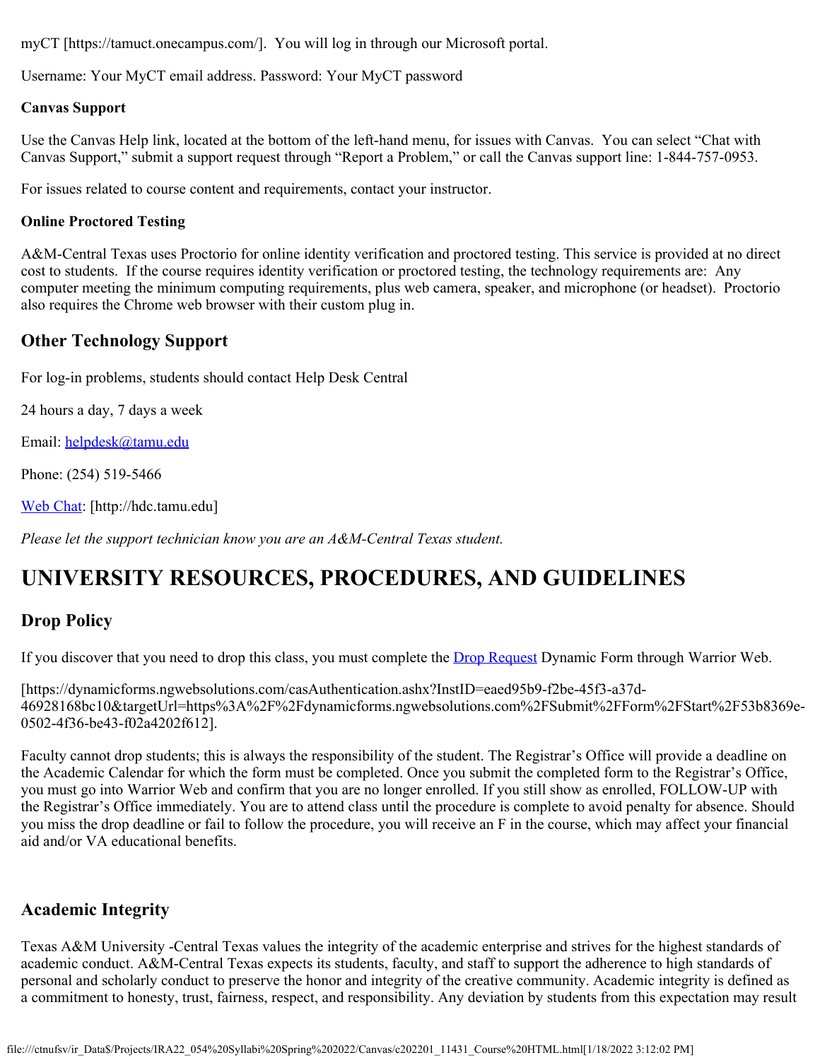myCT [https://tamuct.onecampus.com/]. You will log in through our Microsoft portal.

Username: Your MyCT email address. Password: Your MyCT password

**Canvas Support**

Use the Canvas Help link, located at the bottom of the left-hand menu, for issues with Canvas. You can select "Chat with Canvas Support," submit a support request through "Report a Problem," or call the Canvas support line: 1-844-757-0953.

For issues related to course content and requirements, contact your instructor.

**Online Proctored Testing**

A&M-Central Texas uses Proctorio for online identity verification and proctored testing. This service is provided at no direct cost to students. If the course requires identity verification or proctored testing, the technology requirements are: Any computer meeting the minimum computing requirements, plus web camera, speaker, and microphone (or headset). Proctorio also requires the Chrome web browser with their custom plug in.

## Other Technology Support

For log-in problems, students should contact Help Desk Central

24 hours a day, 7 days a week

Email: helpdesk@tamu.edu

Phone: (254) 519-5466

Web Chat: [http://hdc.tamu.edu]

*Please let the support technician know you are an A&M-Central Texas student.*

# UNIVERSITY RESOURCES, PROCEDURES, AND GUIDELINES

## Drop Policy

If you discover that you need to drop this class, you must complete the Drop Request Dynamic Form through Warrior Web.

[https://dynamicforms.ngwebsolutions.com/casAuthentication.ashx?InstID=eaed95b9-f2be-45f3-a37d-46928168bc10&targetUrl=https%3A%2F%2Fdynamicforms.ngwebsolutions.com%2FSubmit%2FForm%2FStart%2F53b8369e-0502-4f36-be43-f02a4202f612].

Faculty cannot drop students; this is always the responsibility of the student. The Registrar's Office will provide a deadline on the Academic Calendar for which the form must be completed. Once you submit the completed form to the Registrar's Office, you must go into Warrior Web and confirm that you are no longer enrolled. If you still show as enrolled, FOLLOW-UP with the Registrar's Office immediately. You are to attend class until the procedure is complete to avoid penalty for absence. Should you miss the drop deadline or fail to follow the procedure, you will receive an F in the course, which may affect your financial aid and/or VA educational benefits.

## Academic Integrity

Texas A&M University -Central Texas values the integrity of the academic enterprise and strives for the highest standards of academic conduct. A&M-Central Texas expects its students, faculty, and staff to support the adherence to high standards of personal and scholarly conduct to preserve the honor and integrity of the creative community. Academic integrity is defined as a commitment to honesty, trust, fairness, respect, and responsibility. Any deviation by students from this expectation may result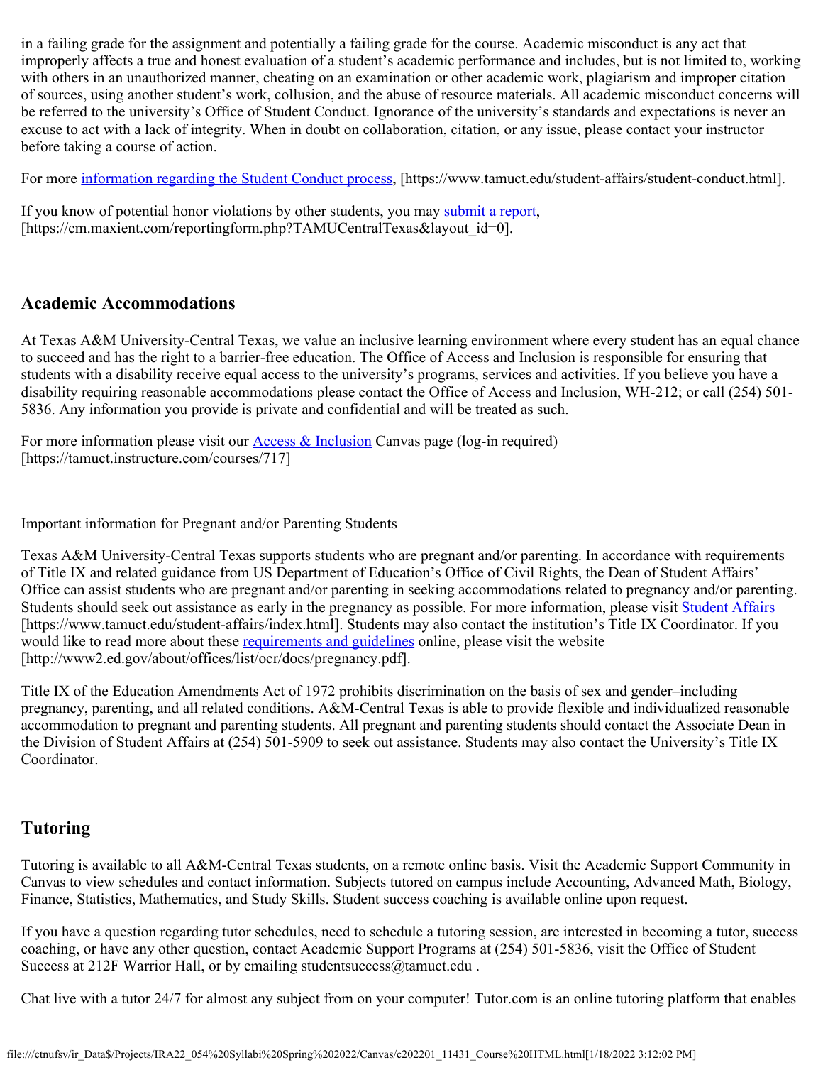in a failing grade for the assignment and potentially a failing grade for the course. Academic misconduct is any act that improperly affects a true and honest evaluation of a student's academic performance and includes, but is not limited to, working with others in an unauthorized manner, cheating on an examination or other academic work, plagiarism and improper citation of sources, using another student's work, collusion, and the abuse of resource materials. All academic misconduct concerns will be referred to the university's Office of Student Conduct. Ignorance of the university's standards and expectations is never an excuse to act with a lack of integrity. When in doubt on collaboration, citation, or any issue, please contact your instructor before taking a course of action.

For more information regarding the Student Conduct process, [https://www.tamuct.edu/student-affairs/student-conduct.html].

If you know of potential honor violations by other students, you may submit a report, [https://cm.maxient.com/reportingform.php?TAMUCentralTexas&layout_id=0].

## Academic Accommodations

At Texas A&M University-Central Texas, we value an inclusive learning environment where every student has an equal chance to succeed and has the right to a barrier-free education. The Office of Access and Inclusion is responsible for ensuring that students with a disability receive equal access to the university's programs, services and activities. If you believe you have a disability requiring reasonable accommodations please contact the Office of Access and Inclusion, WH-212; or call (254) 501-5836. Any information you provide is private and confidential and will be treated as such.

For more information please visit our Access & Inclusion Canvas page (log-in required) [https://tamuct.instructure.com/courses/717]

Important information for Pregnant and/or Parenting Students

Texas A&M University-Central Texas supports students who are pregnant and/or parenting. In accordance with requirements of Title IX and related guidance from US Department of Education's Office of Civil Rights, the Dean of Student Affairs' Office can assist students who are pregnant and/or parenting in seeking accommodations related to pregnancy and/or parenting. Students should seek out assistance as early in the pregnancy as possible. For more information, please visit Student Affairs [https://www.tamuct.edu/student-affairs/index.html]. Students may also contact the institution's Title IX Coordinator. If you would like to read more about these requirements and guidelines online, please visit the website [http://www2.ed.gov/about/offices/list/ocr/docs/pregnancy.pdf].

Title IX of the Education Amendments Act of 1972 prohibits discrimination on the basis of sex and gender–including pregnancy, parenting, and all related conditions. A&M-Central Texas is able to provide flexible and individualized reasonable accommodation to pregnant and parenting students. All pregnant and parenting students should contact the Associate Dean in the Division of Student Affairs at (254) 501-5909 to seek out assistance. Students may also contact the University's Title IX Coordinator.

## Tutoring

Tutoring is available to all A&M-Central Texas students, on a remote online basis. Visit the Academic Support Community in Canvas to view schedules and contact information. Subjects tutored on campus include Accounting, Advanced Math, Biology, Finance, Statistics, Mathematics, and Study Skills. Student success coaching is available online upon request.

If you have a question regarding tutor schedules, need to schedule a tutoring session, are interested in becoming a tutor, success coaching, or have any other question, contact Academic Support Programs at (254) 501-5836, visit the Office of Student Success at 212F Warrior Hall, or by emailing studentsuccess@tamuct.edu .

Chat live with a tutor 24/7 for almost any subject from on your computer! Tutor.com is an online tutoring platform that enables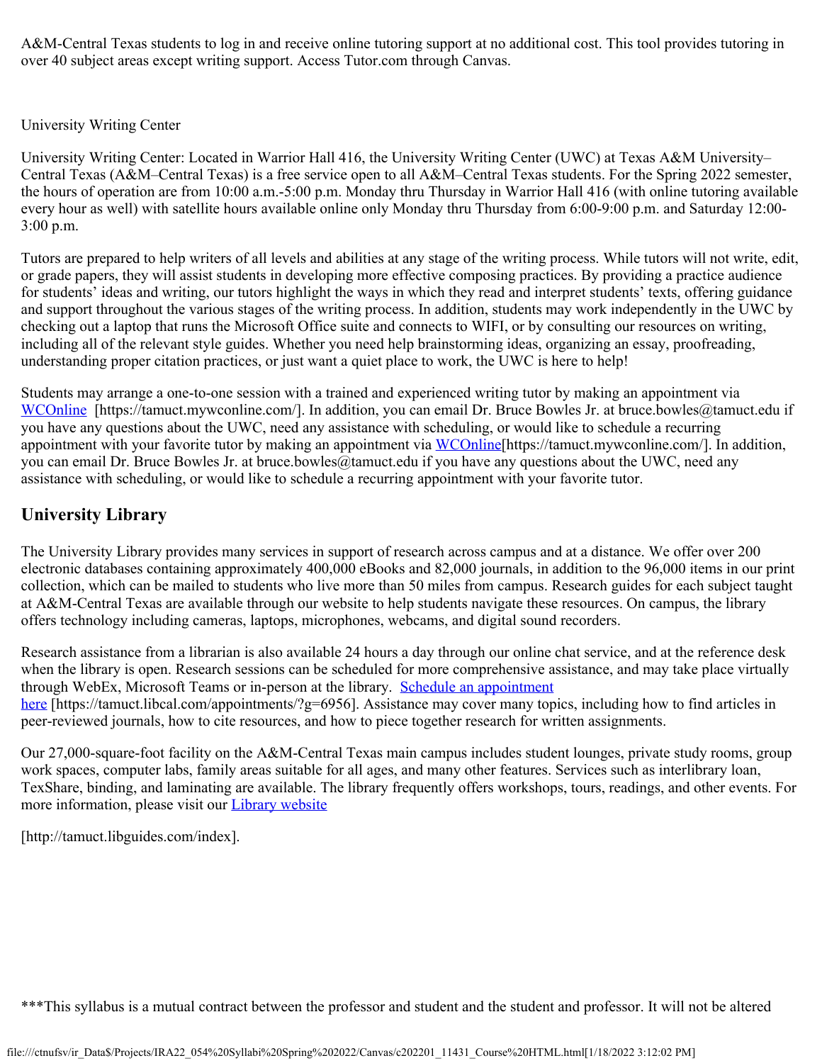A&M-Central Texas students to log in and receive online tutoring support at no additional cost. This tool provides tutoring in over 40 subject areas except writing support. Access Tutor.com through Canvas.

University Writing Center

University Writing Center: Located in Warrior Hall 416, the University Writing Center (UWC) at Texas A&M University–Central Texas (A&M–Central Texas) is a free service open to all A&M–Central Texas students. For the Spring 2022 semester, the hours of operation are from 10:00 a.m.-5:00 p.m. Monday thru Thursday in Warrior Hall 416 (with online tutoring available every hour as well) with satellite hours available online only Monday thru Thursday from 6:00-9:00 p.m. and Saturday 12:00-3:00 p.m.

Tutors are prepared to help writers of all levels and abilities at any stage of the writing process. While tutors will not write, edit, or grade papers, they will assist students in developing more effective composing practices. By providing a practice audience for students' ideas and writing, our tutors highlight the ways in which they read and interpret students' texts, offering guidance and support throughout the various stages of the writing process. In addition, students may work independently in the UWC by checking out a laptop that runs the Microsoft Office suite and connects to WIFI, or by consulting our resources on writing, including all of the relevant style guides. Whether you need help brainstorming ideas, organizing an essay, proofreading, understanding proper citation practices, or just want a quiet place to work, the UWC is here to help!

Students may arrange a one-to-one session with a trained and experienced writing tutor by making an appointment via WCOnline [https://tamuct.mywconline.com/]. In addition, you can email Dr. Bruce Bowles Jr. at bruce.bowles@tamuct.edu if you have any questions about the UWC, need any assistance with scheduling, or would like to schedule a recurring appointment with your favorite tutor by making an appointment via WCOnline[https://tamuct.mywconline.com/]. In addition, you can email Dr. Bruce Bowles Jr. at bruce.bowles@tamuct.edu if you have any questions about the UWC, need any assistance with scheduling, or would like to schedule a recurring appointment with your favorite tutor.

## University Library

The University Library provides many services in support of research across campus and at a distance. We offer over 200 electronic databases containing approximately 400,000 eBooks and 82,000 journals, in addition to the 96,000 items in our print collection, which can be mailed to students who live more than 50 miles from campus. Research guides for each subject taught at A&M-Central Texas are available through our website to help students navigate these resources. On campus, the library offers technology including cameras, laptops, microphones, webcams, and digital sound recorders.

Research assistance from a librarian is also available 24 hours a day through our online chat service, and at the reference desk when the library is open. Research sessions can be scheduled for more comprehensive assistance, and may take place virtually through WebEx, Microsoft Teams or in-person at the library. Schedule an appointment here [https://tamuct.libcal.com/appointments/?g=6956]. Assistance may cover many topics, including how to find articles in peer-reviewed journals, how to cite resources, and how to piece together research for written assignments.

Our 27,000-square-foot facility on the A&M-Central Texas main campus includes student lounges, private study rooms, group work spaces, computer labs, family areas suitable for all ages, and many other features. Services such as interlibrary loan, TexShare, binding, and laminating are available. The library frequently offers workshops, tours, readings, and other events. For more information, please visit our Library website

[http://tamuct.libguides.com/index].

***This syllabus is a mutual contract between the professor and student and the student and professor. It will not be altered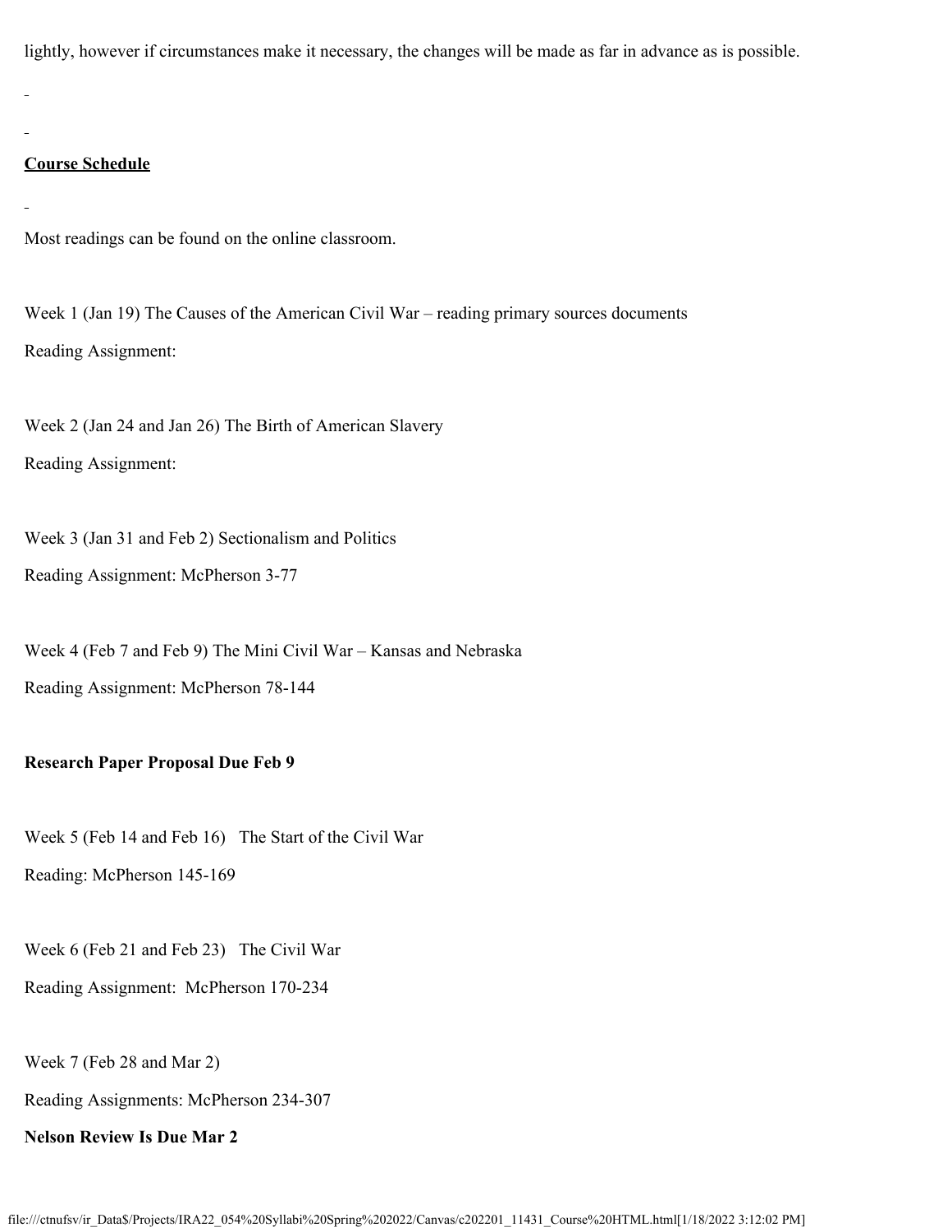lightly, however if circumstances make it necessary, the changes will be made as far in advance as is possible.

## Course Schedule

Most readings can be found on the online classroom.

Week 1 (Jan 19) The Causes of the American Civil War – reading primary sources documents

Reading Assignment:

Week 2 (Jan 24 and Jan 26) The Birth of American Slavery

Reading Assignment:

Week 3 (Jan 31 and Feb 2) Sectionalism and Politics

Reading Assignment: McPherson 3-77

Week 4 (Feb 7 and Feb 9) The Mini Civil War – Kansas and Nebraska

Reading Assignment: McPherson 78-144

**Research Paper Proposal Due Feb 9**

Week 5 (Feb 14 and Feb 16) The Start of the Civil War

Reading: McPherson 145-169

Week 6 (Feb 21 and Feb 23) The Civil War

Reading Assignment: McPherson 170-234

Week 7 (Feb 28 and Mar 2)

Reading Assignments: McPherson 234-307

**Nelson Review Is Due Mar 2**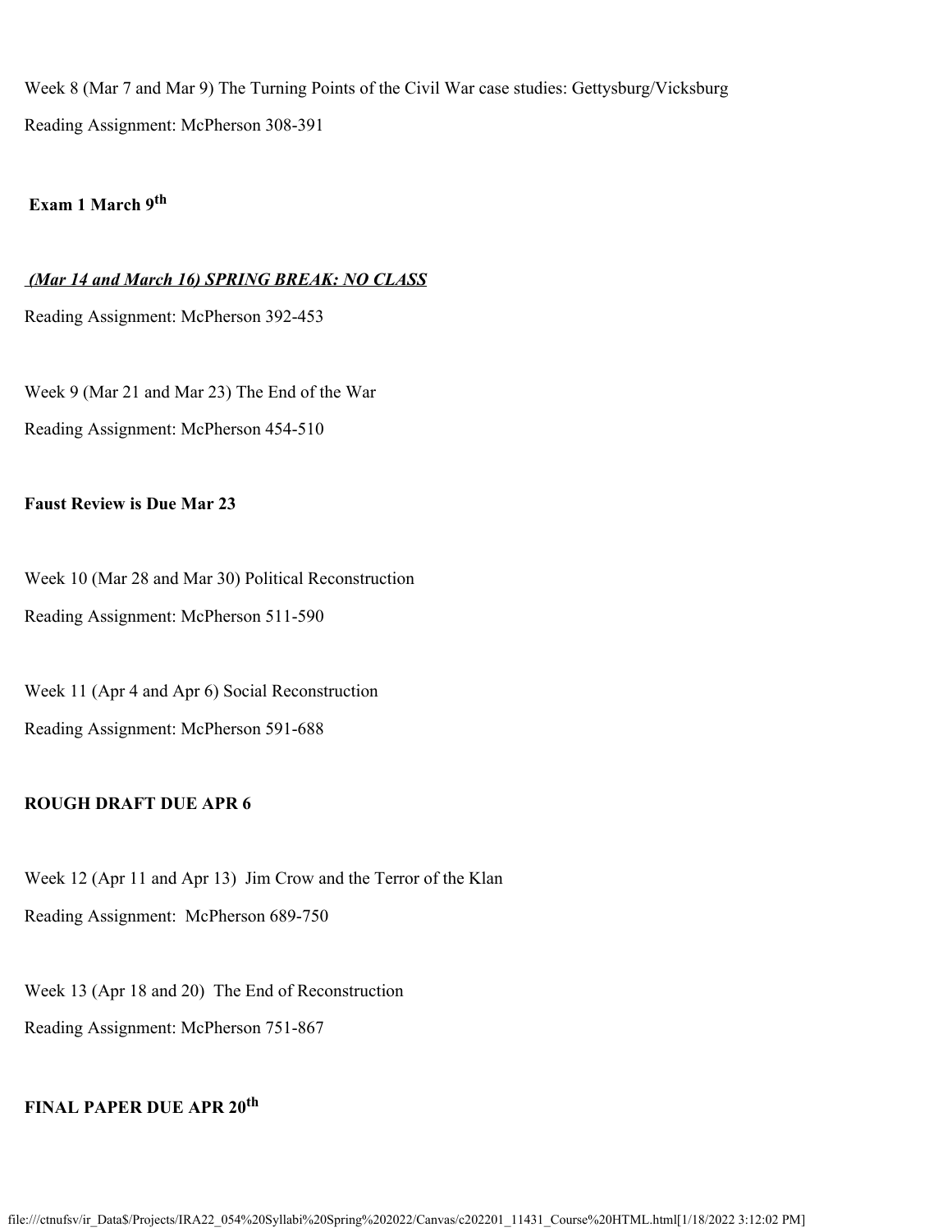Week 8 (Mar 7 and Mar 9) The Turning Points of the Civil War case studies: Gettysburg/Vicksburg

Reading Assignment: McPherson 308-391

**Exam 1 March 9th**

***(Mar 14 and March 16) SPRING BREAK: NO CLASS***

Reading Assignment: McPherson 392-453

Week 9 (Mar 21 and Mar 23) The End of the War

Reading Assignment: McPherson 454-510

**Faust Review is Due Mar 23**

Week 10 (Mar 28 and Mar 30) Political Reconstruction

Reading Assignment: McPherson 511-590

Week 11 (Apr 4 and Apr 6) Social Reconstruction

Reading Assignment: McPherson 591-688

**ROUGH DRAFT DUE APR 6**

Week 12 (Apr 11 and Apr 13) Jim Crow and the Terror of the Klan

Reading Assignment: McPherson 689-750

Week 13 (Apr 18 and 20) The End of Reconstruction

Reading Assignment: McPherson 751-867

**FINAL PAPER DUE APR 20th**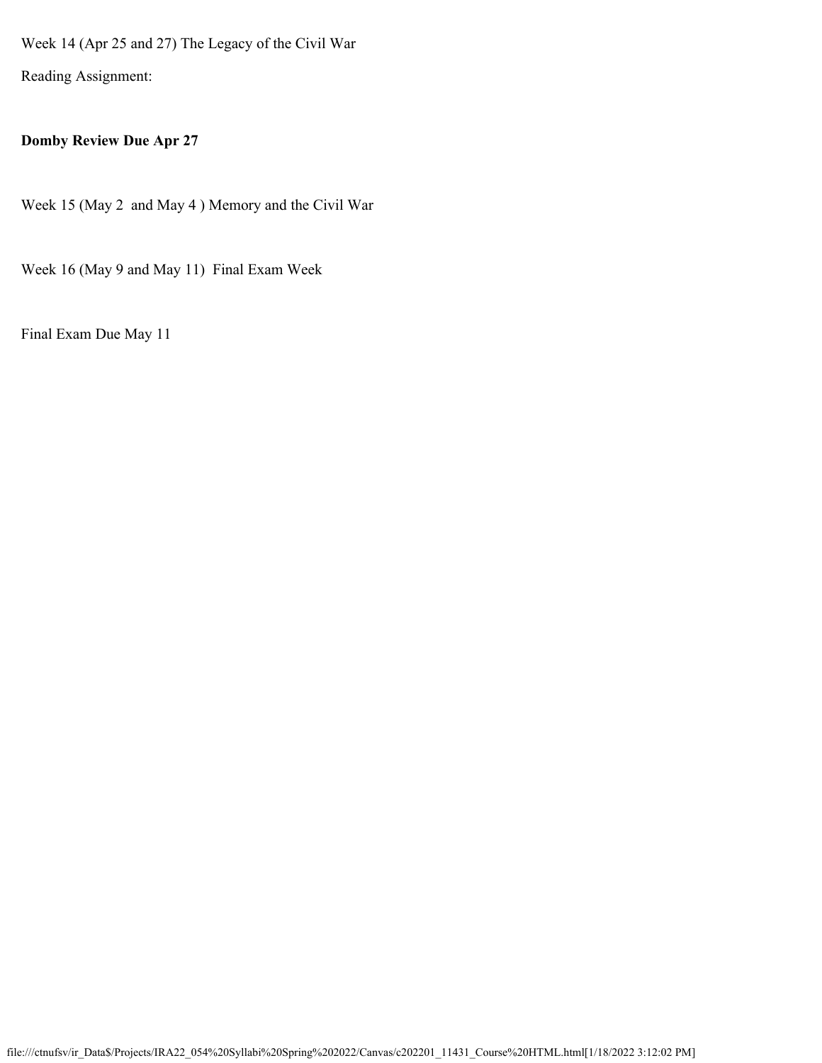Week 14 (Apr 25 and 27) The Legacy of the Civil War

Reading Assignment:

**Domby Review Due Apr 27**

Week 15 (May 2 and May 4 ) Memory and the Civil War

Week 16 (May 9 and May 11) Final Exam Week

Final Exam Due May 11